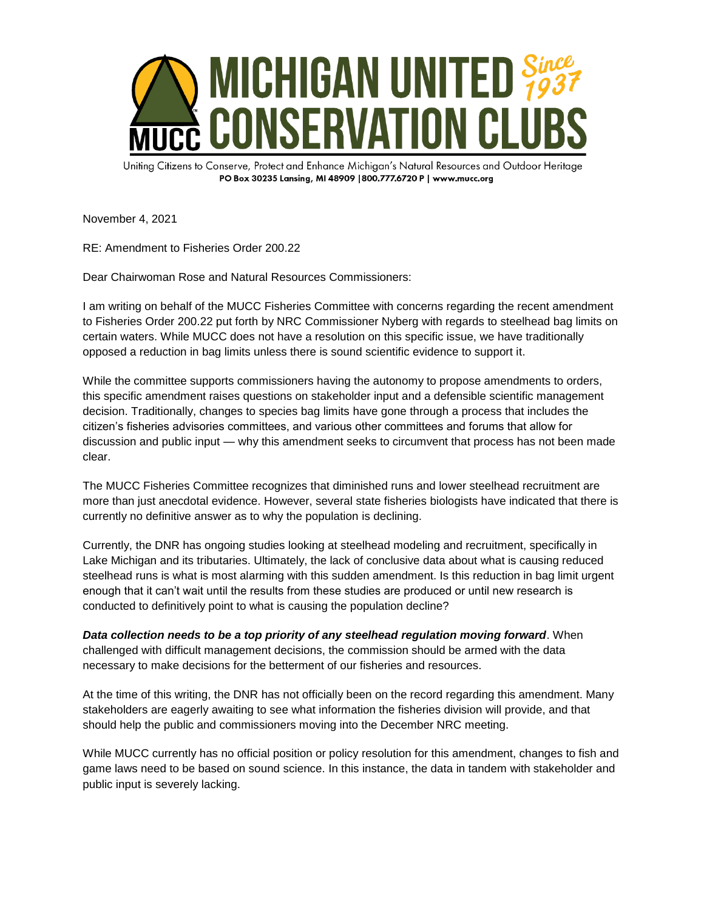# MICHIGAN UNITED CONSERVATION CLUBS

Since 1937

Uniting Citizens to Conserve, Protect and Enhance Michigan's Natural Resources and Outdoor Heritage

**PO Box 30235 Lansing, MI 48909 |800.777.6720 P | www.mucc.org**

November 4, 2021

RE: Amendment to Fisheries Order 200.22

Dear Chairwoman Rose and Natural Resources Commissioners:

I am writing on behalf of the MUCC Fisheries Committee with concerns regarding the recent amendment to Fisheries Order 200.22 put forth by NRC Commissioner Nyberg with regards to steelhead bag limits on certain waters. While MUCC does not have a resolution on this specific issue, we have traditionally opposed a reduction in bag limits unless there is sound scientific evidence to support it.

While the committee supports commissioners having the autonomy to propose amendments to orders, this specific amendment raises questions on stakeholder input and a defensible scientific management decision. Traditionally, changes to species bag limits have gone through a process that includes the citizen's fisheries advisories committees, and various other committees and forums that allow for discussion and public input — why this amendment seeks to circumvent that process has not been made clear.

The MUCC Fisheries Committee recognizes that diminished runs and lower steelhead recruitment are more than just anecdotal evidence. However, several state fisheries biologists have indicated that there is currently no definitive answer as to why the population is declining.

Currently, the DNR has ongoing studies looking at steelhead modeling and recruitment, specifically in Lake Michigan and its tributaries. Ultimately, the lack of conclusive data about what is causing reduced steelhead runs is what is most alarming with this sudden amendment. Is this reduction in bag limit urgent enough that it can't wait until the results from these studies are produced or until new research is conducted to definitively point to what is causing the population decline?

***Data collection needs to be a top priority of any steelhead regulation moving forward***. When challenged with difficult management decisions, the commission should be armed with the data necessary to make decisions for the betterment of our fisheries and resources.

At the time of this writing, the DNR has not officially been on the record regarding this amendment. Many stakeholders are eagerly awaiting to see what information the fisheries division will provide, and that should help the public and commissioners moving into the December NRC meeting.

While MUCC currently has no official position or policy resolution for this amendment, changes to fish and game laws need to be based on sound science. In this instance, the data in tandem with stakeholder and public input is severely lacking.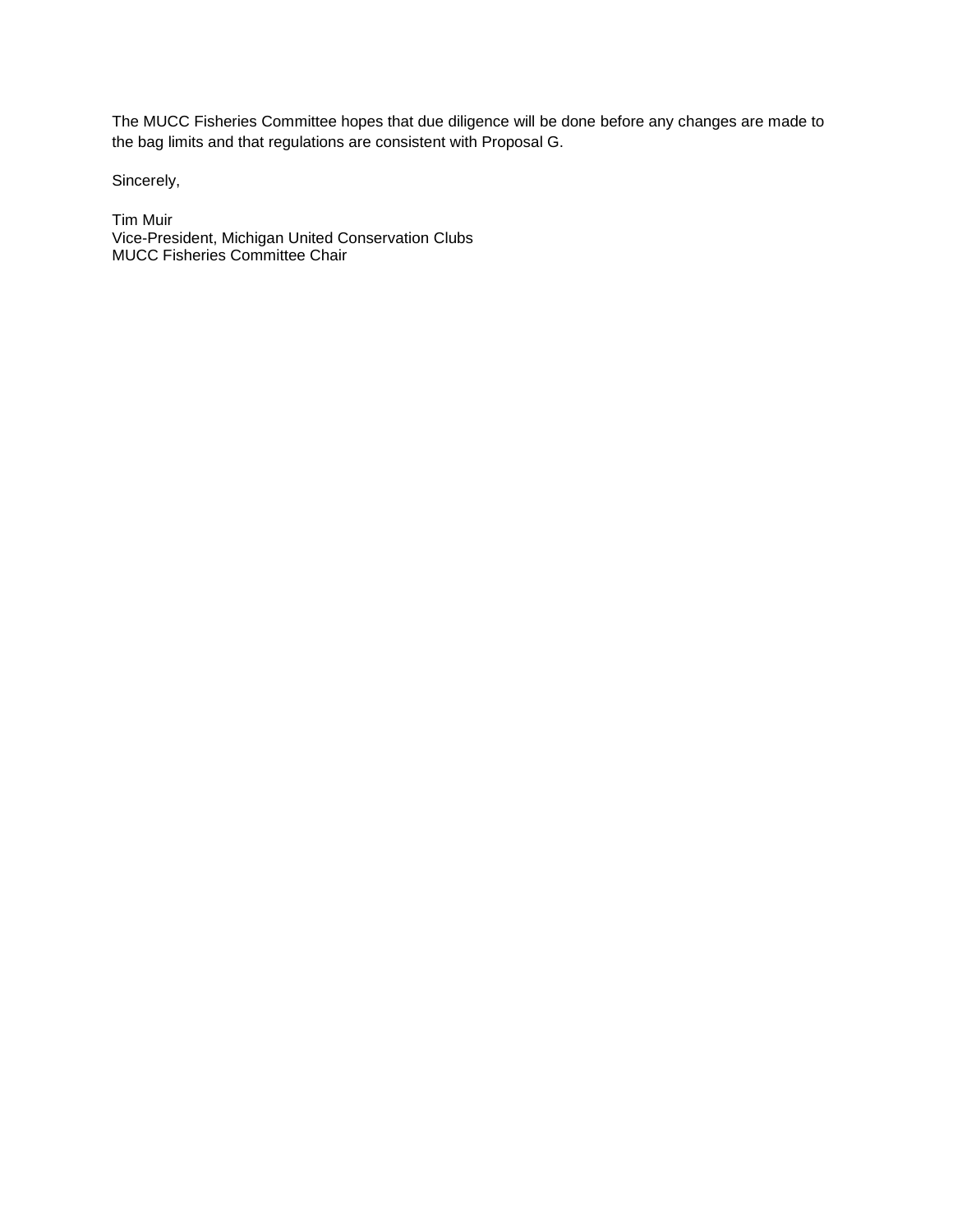The MUCC Fisheries Committee hopes that due diligence will be done before any changes are made to the bag limits and that regulations are consistent with Proposal G.

Sincerely,

Tim Muir
Vice-President, Michigan United Conservation Clubs
MUCC Fisheries Committee Chair